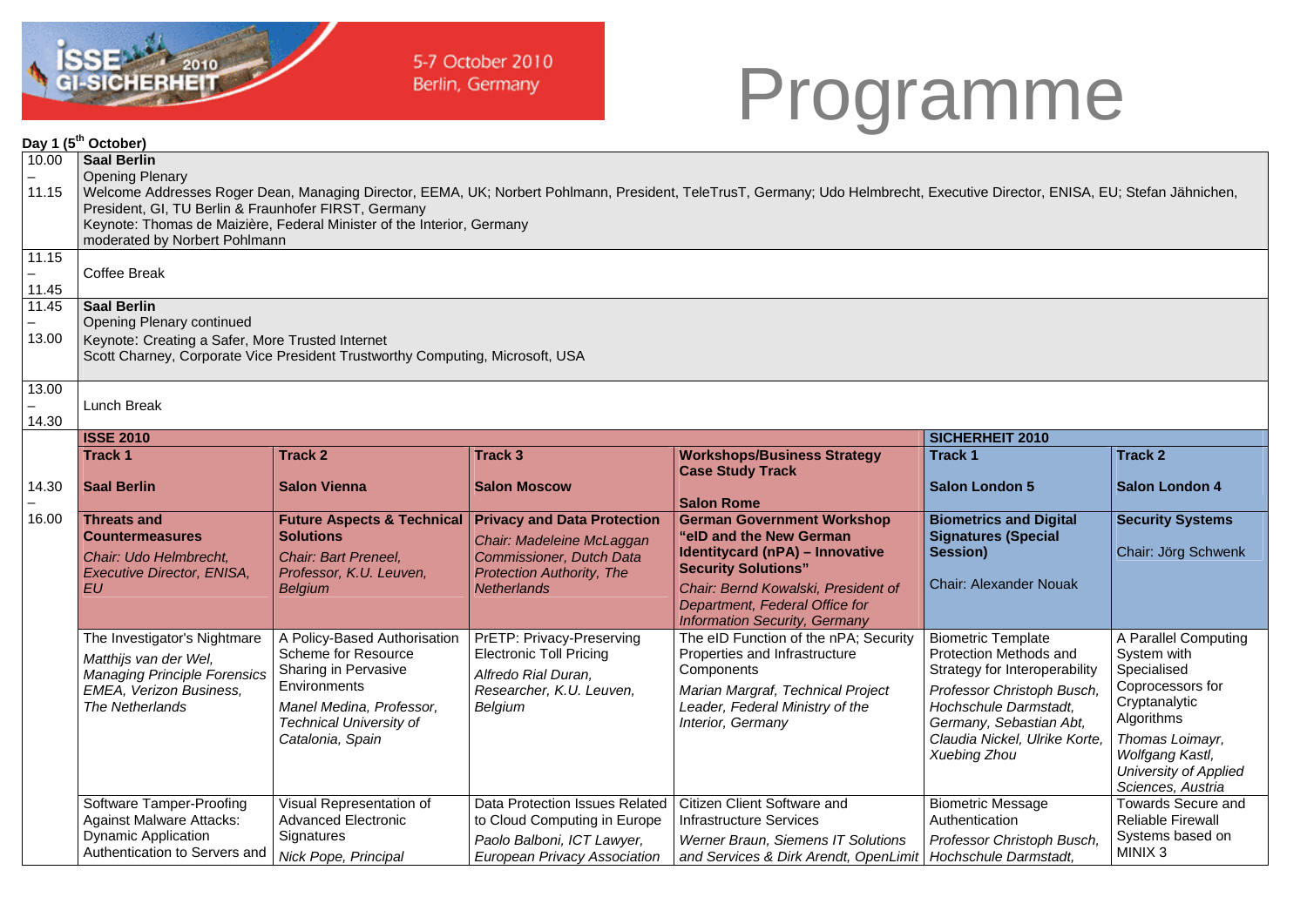# Programme

ISSE 2010 GI-SICHERHEIT

5-7 October 2010
Berlin, Germany

**Day 1 (5th October)**

| Time | Programme |
|---|---|
| 10.00 – 11.15 | **Saal Berlin**<br>Opening Plenary<br>Welcome Addresses Roger Dean, Managing Director, EEMA, UK; Norbert Pohlmann, President, TeleTrusT, Germany; Udo Helmbrecht, Executive Director, ENISA, EU; Stefan Jähnichen, President, GI, TU Berlin & Fraunhofer FIRST, Germany<br>Keynote: Thomas de Maizière, Federal Minister of the Interior, Germany<br>moderated by Norbert Pohlmann |
| 11.15 – 11.45 | Coffee Break |
| 11.45 – 13.00 | **Saal Berlin**<br>Opening Plenary continued<br>Keynote: Creating a Safer, More Trusted Internet<br>Scott Charney, Corporate Vice President Trustworthy Computing, Microsoft, USA |
| 13.00 – 14.30 | Lunch Break |

| Time | ISSE 2010 | | | | SICHERHEIT 2010 | |
|---|---|---|---|---|---|---|
| | **Track 1**<br><br>**Saal Berlin** | **Track 2**<br><br>**Salon Vienna** | **Track 3**<br><br>**Salon Moscow** | **Workshops/Business Strategy Case Study Track**<br><br>**Salon Rome** | **Track 1**<br><br>**Salon London 5** | **Track 2**<br><br>**Salon London 4** |
| 14.30 – 16.00 | **Threats and Countermeasures**<br>*Chair: Udo Helmbrecht, Executive Director, ENISA, EU* | **Future Aspects & Technical Solutions**<br>*Chair: Bart Preneel, Professor, K.U. Leuven, Belgium* | **Privacy and Data Protection**<br>*Chair: Madeleine McLaggan Commissioner, Dutch Data Protection Authority, The Netherlands* | **German Government Workshop "eID and the New German Identitycard (nPA) – Innovative Security Solutions"**<br>*Chair: Bernd Kowalski, President of Department, Federal Office for Information Security, Germany* | **Biometrics and Digital Signatures (Special Session)**<br><br>Chair: Alexander Nouak | **Security Systems**<br><br>Chair: Jörg Schwenk |
| | The Investigator's Nightmare<br>*Matthijs van der Wel, Managing Principle Forensics EMEA, Verizon Business, The Netherlands* | A Policy-Based Authorisation Scheme for Resource Sharing in Pervasive Environments<br>*Manel Medina, Professor, Technical University of Catalonia, Spain* | PrETP: Privacy-Preserving Electronic Toll Pricing<br>*Alfredo Rial Duran, Researcher, K.U. Leuven, Belgium* | The eID Function of the nPA; Security Properties and Infrastructure Components<br>*Marian Margraf, Technical Project Leader, Federal Ministry of the Interior, Germany* | Biometric Template Protection Methods and Strategy for Interoperability<br>*Professor Christoph Busch, Hochschule Darmstadt, Germany, Sebastian Abt, Claudia Nickel, Ulrike Korte, Xuebing Zhou* | A Parallel Computing System with Specialised Coprocessors for Cryptanalytic Algorithms<br>*Thomas Loimayr, Wolfgang Kastl, University of Applied Sciences, Austria* |
| | Software Tamper-Proofing Against Malware Attacks: Dynamic Application Authentication to Servers and | Visual Representation of Advanced Electronic Signatures<br>*Nick Pope, Principal* | Data Protection Issues Related to Cloud Computing in Europe<br>*Paolo Balboni, ICT Lawyer, European Privacy Association* | Citizen Client Software and Infrastructure Services<br>*Werner Braun, Siemens IT Solutions and Services & Dirk Arendt, OpenLimit* | Biometric Message Authentication<br>*Professor Christoph Busch, Hochschule Darmstadt,* | Towards Secure and Reliable Firewall Systems based on MINIX 3 |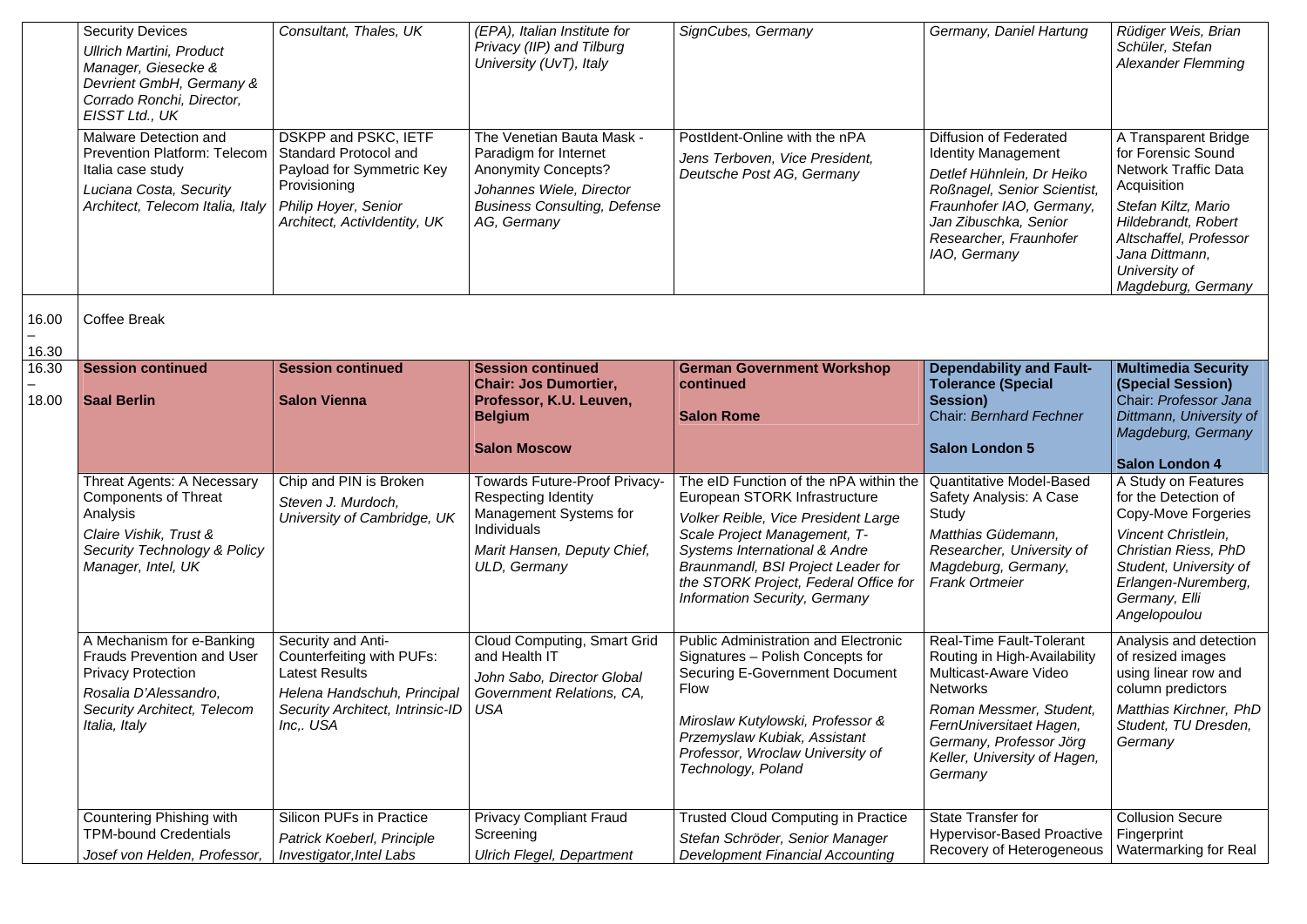| | | | | | | |
|---|---|---|---|---|---|---|
| | Security Devices<br>*Ullrich Martini, Product Manager, Giesecke & Devrient GmbH, Germany & Corrado Ronchi, Director, EISST Ltd., UK* | *Consultant, Thales, UK* | *(EPA), Italian Institute for Privacy (IIP) and Tilburg University (UvT), Italy* | *SignCubes, Germany* | *Germany, Daniel Hartung* | *Rüdiger Weis, Brian Schüler, Stefan Alexander Flemming* |
| | Malware Detection and Prevention Platform: Telecom Italia case study<br>*Luciana Costa, Security Architect, Telecom Italia, Italy* | DSKPP and PSKC, IETF Standard Protocol and Payload for Symmetric Key Provisioning<br>*Philip Hoyer, Senior Architect, ActivIdentity, UK* | The Venetian Bauta Mask - Paradigm for Internet Anonymity Concepts?<br>*Johannes Wiele, Director Business Consulting, Defense AG, Germany* | PostIdent-Online with the nPA<br>*Jens Terboven, Vice President, Deutsche Post AG, Germany* | Diffusion of Federated Identity Management<br>*Detlef Hühnlein, Dr Heiko Roßnagel, Senior Scientist, Fraunhofer IAO, Germany, Jan Zibuschka, Senior Researcher, Fraunhofer IAO, Germany* | A Transparent Bridge for Forensic Sound Network Traffic Data Acquisition<br>*Stefan Kiltz, Mario Hildebrandt, Robert Altschaffel, Professor Jana Dittmann, University of Magdeburg, Germany* |
| 16.00 – 16.30 | Coffee Break | | | | | |
| 16.30 – 18.00 | **Session continued**<br><br>**Saal Berlin** | **Session continued**<br><br>**Salon Vienna** | **Session continued**<br>**Chair: Jos Dumortier, Professor, K.U. Leuven, Belgium**<br><br>**Salon Moscow** | **German Government Workshop continued**<br><br>**Salon Rome** | **Dependability and Fault-Tolerance (Special Session)**<br>Chair: *Bernhard Fechner*<br><br>**Salon London 5** | **Multimedia Security (Special Session)**<br>Chair: *Professor Jana Dittmann, University of Magdeburg, Germany*<br><br>**Salon London 4** |
| | Threat Agents: A Necessary Components of Threat Analysis<br>*Claire Vishik, Trust & Security Technology & Policy Manager, Intel, UK* | Chip and PIN is Broken<br>*Steven J. Murdoch, University of Cambridge, UK* | Towards Future-Proof Privacy-Respecting Identity Management Systems for Individuals<br>*Marit Hansen, Deputy Chief, ULD, Germany* | The eID Function of the nPA within the European STORK Infrastructure<br>*Volker Reible, Vice President Large Scale Project Management, T-Systems International & Andre Braunmandl, BSI Project Leader for the STORK Project, Federal Office for Information Security, Germany* | Quantitative Model-Based Safety Analysis: A Case Study<br>*Matthias Güdemann, Researcher, University of Magdeburg, Germany, Frank Ortmeier* | A Study on Features for the Detection of Copy-Move Forgeries<br>*Vincent Christlein, Christian Riess, PhD Student, University of Erlangen-Nuremberg, Germany, Elli Angelopoulou* |
| | A Mechanism for e-Banking Frauds Prevention and User Privacy Protection<br>*Rosalia D'Alessandro, Security Architect, Telecom Italia, Italy* | Security and Anti-Counterfeiting with PUFs: Latest Results<br>*Helena Handschuh, Principal Security Architect, Intrinsic-ID Inc,. USA* | Cloud Computing, Smart Grid and Health IT<br>*John Sabo, Director Global Government Relations, CA, USA* | Public Administration and Electronic Signatures – Polish Concepts for Securing E-Government Document Flow<br>*Miroslaw Kutylowski, Professor & Przemyslaw Kubiak, Assistant Professor, Wroclaw University of Technology, Poland* | Real-Time Fault-Tolerant Routing in High-Availability Multicast-Aware Video Networks<br>*Roman Messmer, Student, FernUniversitaet Hagen, Germany, Professor Jörg Keller, University of Hagen, Germany* | Analysis and detection of resized images using linear row and column predictors<br>*Matthias Kirchner, PhD Student, TU Dresden, Germany* |
| | Countering Phishing with TPM-bound Credentials<br>*Josef von Helden, Professor,* | Silicon PUFs in Practice<br>*Patrick Koeberl, Principle Investigator,Intel Labs* | Privacy Compliant Fraud Screening<br>*Ulrich Flegel, Department* | Trusted Cloud Computing in Practice<br>*Stefan Schröder, Senior Manager Development Financial Accounting* | State Transfer for Hypervisor-Based Proactive Recovery of Heterogeneous | Collusion Secure Fingerprint Watermarking for Real |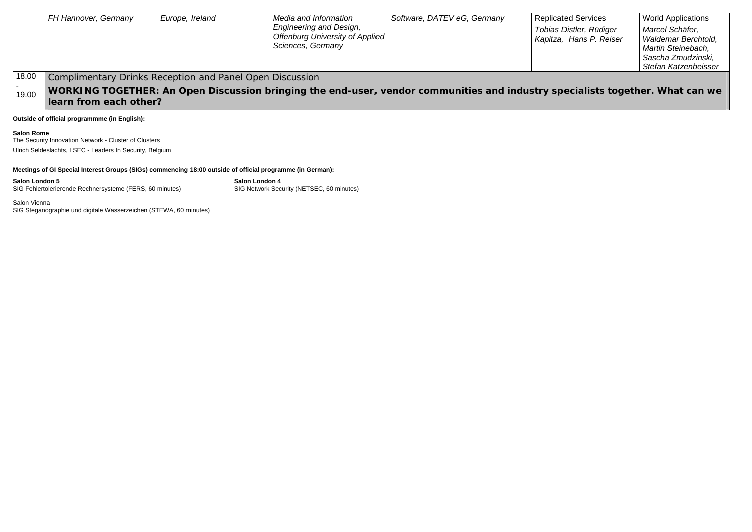| | | | | | | |
|---|---|---|---|---|---|---|
| | *FH Hannover, Germany* | *Europe, Ireland* | *Media and Information Engineering and Design, Offenburg University of Applied Sciences, Germany* | *Software, DATEV eG, Germany* | Replicated Services<br>*Tobias Distler, Rüdiger Kapitza, Hans P. Reiser* | World Applications<br>*Marcel Schäfer, Waldemar Berchtold, Martin Steinebach, Sascha Zmudzinski, Stefan Katzenbeisser* |
| 18.00 - 19.00 | Complimentary Drinks Reception and Panel Open Discussion<br>**WORKING TOGETHER: An Open Discussion bringing the end-user, vendor communities and industry specialists together. What can we learn from each other?** | | | | | |

**Outside of official programmme (in English):**

**Salon Rome**
The Security Innovation Network - Cluster of Clusters
Ulrich Seldeslachts, LSEC - Leaders In Security, Belgium

**Meetings of GI Special Interest Groups (SIGs) commencing 18:00 outside of official programme (in German):**

**Salon London 5**
SIG Fehlertolerierende Rechnersysteme (FERS, 60 minutes)

**Salon London 4**
SIG Network Security (NETSEC, 60 minutes)

Salon Vienna
SIG Steganographie und digitale Wasserzeichen (STEWA, 60 minutes)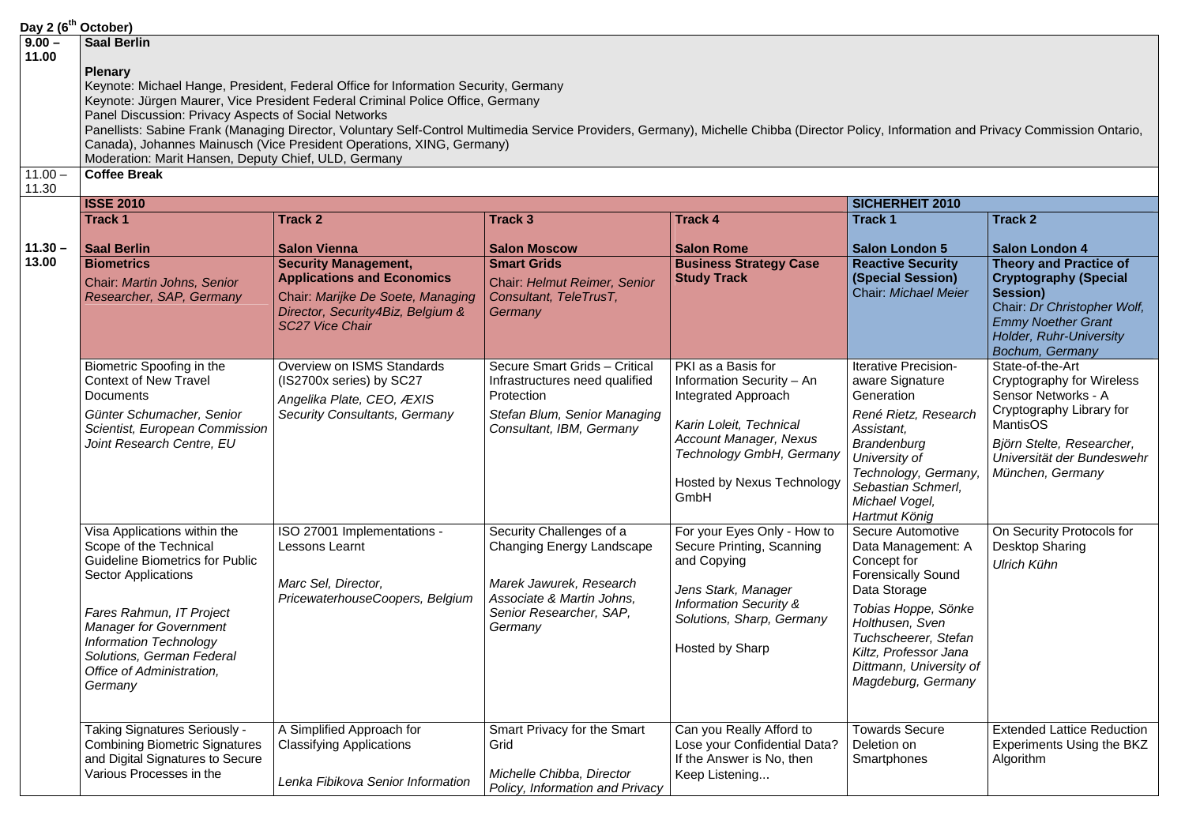**Day 2 (6th October)**

| Time | | | | | | |
|---|---|---|---|---|---|---|
| 9.00 – 11.00 | **Saal Berlin**<br><br>**Plenary**<br>Keynote: Michael Hange, President, Federal Office for Information Security, Germany<br>Keynote: Jürgen Maurer, Vice President Federal Criminal Police Office, Germany<br>Panel Discussion: Privacy Aspects of Social Networks<br>Panellists: Sabine Frank (Managing Director, Voluntary Self-Control Multimedia Service Providers, Germany), Michelle Chibba (Director Policy, Information and Privacy Commission Ontario, Canada), Johannes Mainusch (Vice President Operations, XING, Germany)<br>Moderation: Marit Hansen, Deputy Chief, ULD, Germany | | | | | |
| 11.00 – 11.30 | **Coffee Break** | | | | | |
| | **ISSE 2010** | | | | **SICHERHEIT 2010** | |
| 11.30 – 13.00 | **Track 1**<br><br>**Saal Berlin** | **Track 2**<br><br>**Salon Vienna** | **Track 3**<br><br>**Salon Moscow** | **Track 4**<br><br>**Salon Rome** | **Track 1**<br><br>**Salon London 5** | **Track 2**<br><br>**Salon London 4** |
| | **Biometrics**<br>Chair: *Martin Johns, Senior Researcher, SAP, Germany* | **Security Management, Applications and Economics**<br>Chair: *Marijke De Soete, Managing Director, Security4Biz, Belgium & SC27 Vice Chair* | **Smart Grids**<br>Chair: *Helmut Reimer, Senior Consultant, TeleTrusT, Germany* | **Business Strategy Case Study Track** | **Reactive Security (Special Session)**<br>Chair: *Michael Meier* | **Theory and Practice of Cryptography (Special Session)**<br>Chair: *Dr Christopher Wolf, Emmy Noether Grant Holder, Ruhr-University Bochum, Germany* |
| | Biometric Spoofing in the Context of New Travel Documents<br>*Günter Schumacher, Senior Scientist, European Commission Joint Research Centre, EU* | Overview on ISMS Standards (IS2700x series) by SC27<br>*Angelika Plate, CEO, ÆXIS Security Consultants, Germany* | Secure Smart Grids – Critical Infrastructures need qualified Protection<br>*Stefan Blum, Senior Managing Consultant, IBM, Germany* | PKI as a Basis for Information Security – An Integrated Approach<br><br>*Karin Loleit, Technical Account Manager, Nexus Technology GmbH, Germany*<br><br>Hosted by Nexus Technology GmbH | Iterative Precision-aware Signature Generation<br>*René Rietz, Research Assistant, Brandenburg University of Technology, Germany, Sebastian Schmerl, Michael Vogel, Hartmut König* | State-of-the-Art Cryptography for Wireless Sensor Networks - A Cryptography Library for MantisOS<br>*Björn Stelte, Researcher, Universität der Bundeswehr München, Germany* |
| | Visa Applications within the Scope of the Technical Guideline Biometrics for Public Sector Applications<br><br>*Fares Rahmun, IT Project Manager for Government Information Technology Solutions, German Federal Office of Administration, Germany* | ISO 27001 Implementations - Lessons Learnt<br><br>*Marc Sel, Director, PricewaterhouseCoopers, Belgium* | Security Challenges of a Changing Energy Landscape<br><br>*Marek Jawurek, Research Associate & Martin Johns, Senior Researcher, SAP, Germany* | For your Eyes Only - How to Secure Printing, Scanning and Copying<br><br>*Jens Stark, Manager Information Security & Solutions, Sharp, Germany*<br><br>Hosted by Sharp | Secure Automotive Data Management: A Concept for Forensically Sound Data Storage<br>*Tobias Hoppe, Sönke Holthusen, Sven Tuchscheerer, Stefan Kiltz, Professor Jana Dittmann, University of Magdeburg, Germany* | On Security Protocols for Desktop Sharing<br>*Ulrich Kühn* |
| | Taking Signatures Seriously - Combining Biometric Signatures and Digital Signatures to Secure Various Processes in the | A Simplified Approach for Classifying Applications<br><br>*Lenka Fibikova Senior Information* | Smart Privacy for the Smart Grid<br><br>*Michelle Chibba, Director Policy, Information and Privacy* | Can you Really Afford to Lose your Confidential Data? If the Answer is No, then Keep Listening... | Towards Secure Deletion on Smartphones | Extended Lattice Reduction Experiments Using the BKZ Algorithm |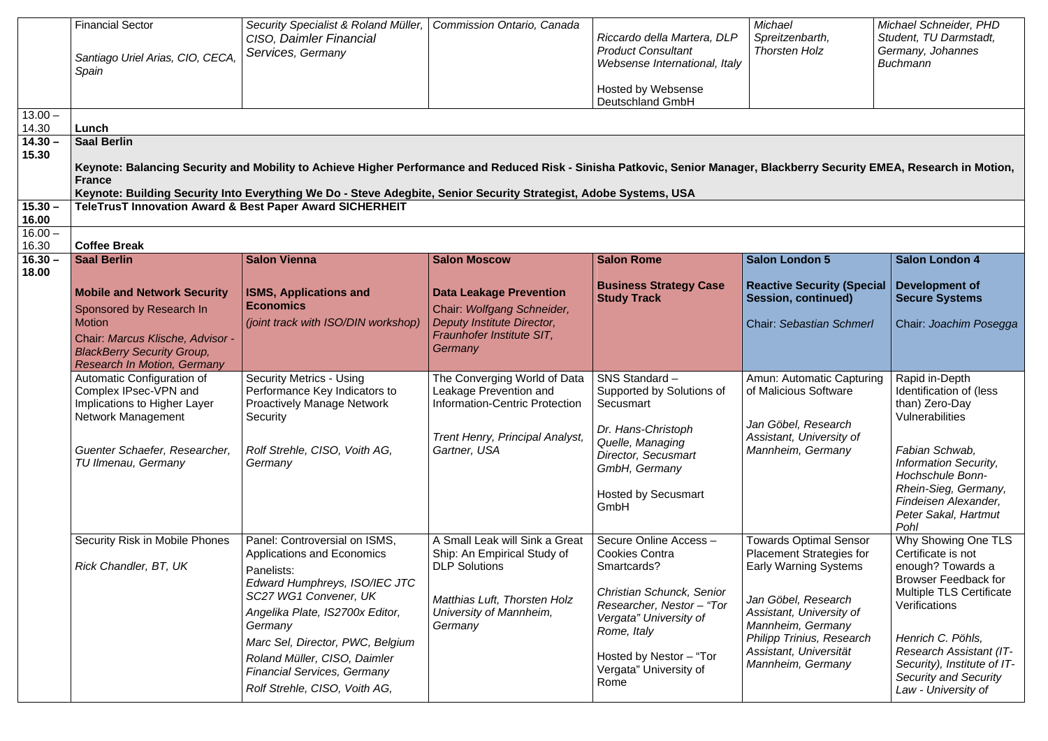| | | | | | | |
|---|---|---|---|---|---|---|
| | Financial Sector<br><br>*Santiago Uriel Arias, CIO, CECA, Spain* | *Security Specialist & Roland Müller, CISO, Daimler Financial Services, Germany* | *Commission Ontario, Canada* | *Riccardo della Martera, DLP Product Consultant Websense International, Italy*<br><br>Hosted by Websense Deutschland GmbH | *Michael Spreitzenbarth, Thorsten Holz* | *Michael Schneider, PHD Student, TU Darmstadt, Germany, Johannes Buchmann* |
| 13.00 – 14.30 | **Lunch** | | | | | |
| **14.30 – 15.30** | **Saal Berlin**<br><br>**Keynote: Balancing Security and Mobility to Achieve Higher Performance and Reduced Risk - Sinisha Patkovic, Senior Manager, Blackberry Security EMEA, Research in Motion, France**<br>**Keynote: Building Security Into Everything We Do - Steve Adegbite, Senior Security Strategist, Adobe Systems, USA** | | | | | |
| **15.30 – 16.00** | **TeleTrusT Innovation Award & Best Paper Award SICHERHEIT** | | | | | |
| 16.00 – 16.30 | **Coffee Break** | | | | | |
| **16.30 – 18.00** | **Saal Berlin**<br><br>**Mobile and Network Security**<br>Sponsored by Research In Motion<br>Chair: *Marcus Klische, Advisor - BlackBerry Security Group, Research In Motion, Germany* | **Salon Vienna**<br><br>**ISMS, Applications and Economics**<br>*(joint track with ISO/DIN workshop)* | **Salon Moscow**<br><br>**Data Leakage Prevention**<br>Chair: *Wolfgang Schneider, Deputy Institute Director, Fraunhofer Institute SIT, Germany* | **Salon Rome**<br><br>**Business Strategy Case Study Track** | **Salon London 5**<br><br>**Reactive Security (Special Session, continued)**<br><br>Chair: *Sebastian Schmerl* | **Salon London 4**<br><br>**Development of Secure Systems**<br><br>Chair: *Joachim Posegga* |
| | Automatic Configuration of Complex IPsec-VPN and Implications to Higher Layer Network Management<br><br>*Guenter Schaefer, Researcher, TU Ilmenau, Germany* | Security Metrics - Using Performance Key Indicators to Proactively Manage Network Security<br><br>*Rolf Strehle, CISO, Voith AG, Germany* | The Converging World of Data Leakage Prevention and Information-Centric Protection<br><br>*Trent Henry, Principal Analyst, Gartner, USA* | SNS Standard – Supported by Solutions of Secusmart<br><br>*Dr. Hans-Christoph Quelle, Managing Director, Secusmart GmbH, Germany*<br><br>Hosted by Secusmart GmbH | Amun: Automatic Capturing of Malicious Software<br><br>*Jan Göbel, Research Assistant, University of Mannheim, Germany* | Rapid in-Depth Identification of (less than) Zero-Day Vulnerabilities<br><br>*Fabian Schwab, Information Security, Hochschule Bonn-Rhein-Sieg, Germany, Findeisen Alexander, Peter Sakal, Hartmut Pohl* |
| | Security Risk in Mobile Phones<br><br>*Rick Chandler, BT, UK* | Panel: Controversial on ISMS, Applications and Economics<br>Panelists:<br>*Edward Humphreys, ISO/IEC JTC SC27 WG1 Convener, UK*<br>*Angelika Plate, IS2700x Editor, Germany*<br>*Marc Sel, Director, PWC, Belgium*<br>*Roland Müller, CISO, Daimler Financial Services, Germany*<br>*Rolf Strehle, CISO, Voith AG,* | A Small Leak will Sink a Great Ship: An Empirical Study of DLP Solutions<br><br>*Matthias Luft, Thorsten Holz University of Mannheim, Germany* | Secure Online Access – Cookies Contra Smartcards?<br><br>*Christian Schunck, Senior Researcher, Nestor – "Tor Vergata" University of Rome, Italy*<br><br>Hosted by Nestor – "Tor Vergata" University of Rome | Towards Optimal Sensor Placement Strategies for Early Warning Systems<br><br>*Jan Göbel, Research Assistant, University of Mannheim, Germany*<br>*Philipp Trinius, Research Assistant, Universität Mannheim, Germany* | Why Showing One TLS Certificate is not enough? Towards a Browser Feedback for Multiple TLS Certificate Verifications<br><br>*Henrich C. Pöhls, Research Assistant (IT-Security), Institute of IT-Security and Security Law - University of* |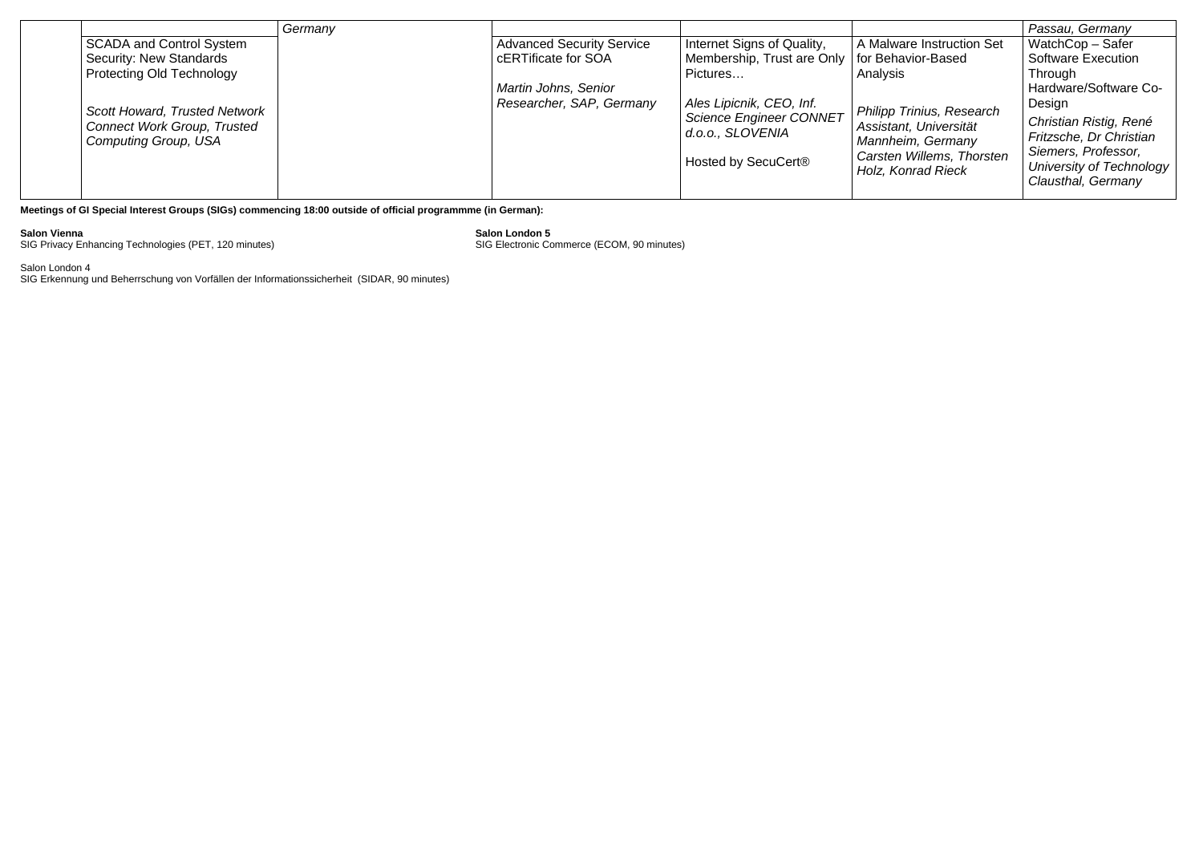| | | | | | | |
|---|---|---|---|---|---|---|
| | | *Germany* | | | | *Passau, Germany* |
| | SCADA and Control System Security: New Standards Protecting Old Technology<br><br>*Scott Howard, Trusted Network Connect Work Group, Trusted Computing Group, USA* | | Advanced Security Service cERTificate for SOA<br><br>*Martin Johns, Senior Researcher, SAP, Germany* | Internet Signs of Quality, Membership, Trust are Only Pictures…<br><br>*Ales Lipicnik, CEO, Inf. Science Engineer CONNET d.o.o., SLOVENIA*<br><br>Hosted by SecuCert® | A Malware Instruction Set for Behavior-Based Analysis<br><br>*Philipp Trinius, Research Assistant, Universität Mannheim, Germany Carsten Willems, Thorsten Holz, Konrad Rieck* | WatchCop – Safer Software Execution Through Hardware/Software Co-Design<br><br>*Christian Ristig, René Fritzsche, Dr Christian Siemers, Professor, University of Technology Clausthal, Germany* |

**Meetings of GI Special Interest Groups (SIGs) commencing 18:00 outside of official programmme (in German):**

**Salon Vienna**
SIG Privacy Enhancing Technologies (PET, 120 minutes)

**Salon London 5**
SIG Electronic Commerce (ECOM, 90 minutes)

Salon London 4
SIG Erkennung und Beherrschung von Vorfällen der Informationssicherheit (SIDAR, 90 minutes)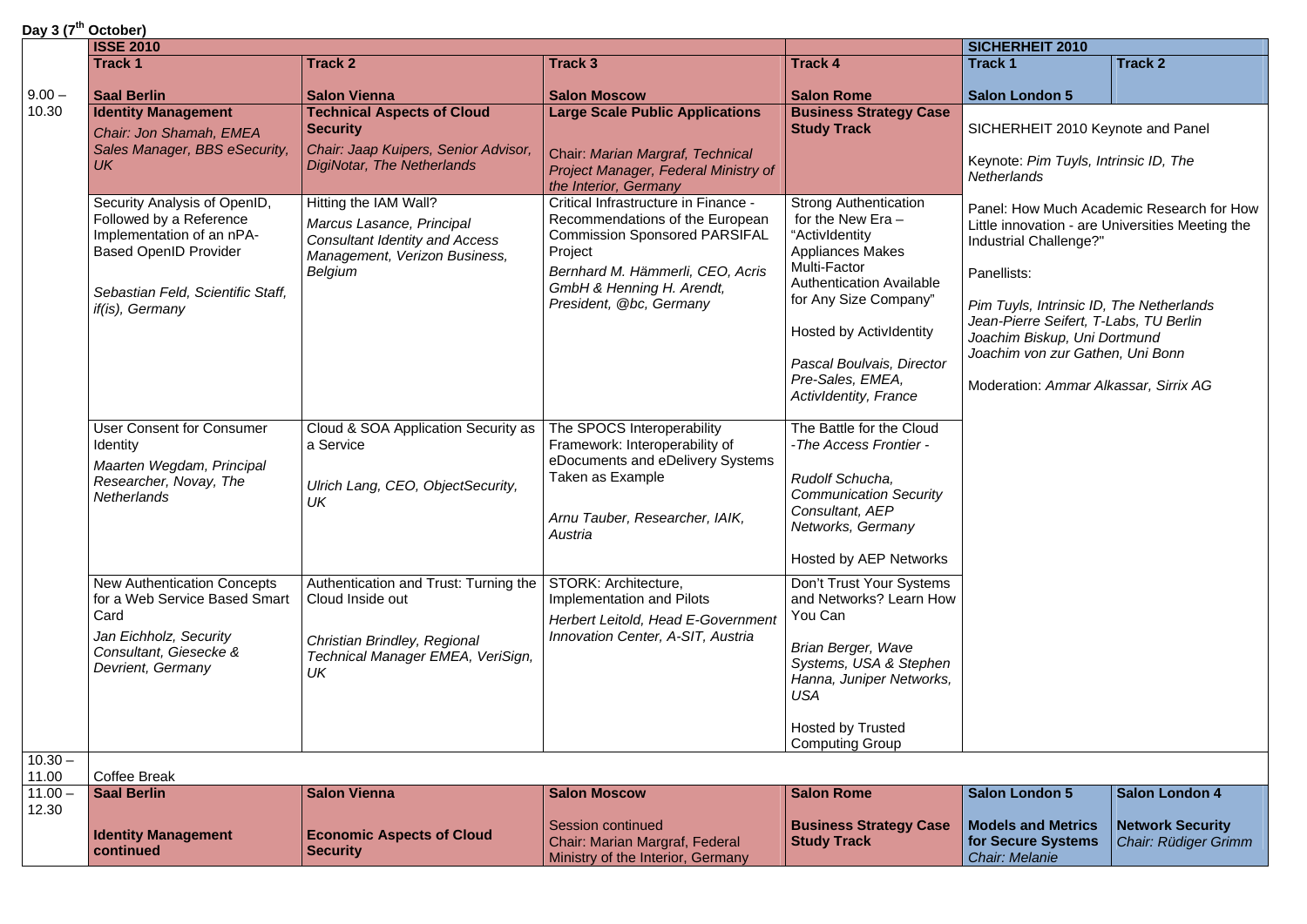**Day 3 (7th October)**

| | ISSE 2010 | | | | SICHERHEIT 2010 | |
|---|---|---|---|---|---|---|
| | **Track 1** | **Track 2** | **Track 3** | **Track 4** | **Track 1** | **Track 2** |
| 9.00 – 10.30 | **Saal Berlin** | **Salon Vienna** | **Salon Moscow** | **Salon Rome** | **Salon London 5** | |
| | **Identity Management**<br>*Chair: Jon Shamah, EMEA Sales Manager, BBS eSecurity, UK* | **Technical Aspects of Cloud Security**<br>*Chair: Jaap Kuipers, Senior Advisor, DigiNotar, The Netherlands* | **Large Scale Public Applications**<br>Chair: *Marian Margraf, Technical Project Manager, Federal Ministry of the Interior, Germany* | **Business Strategy Case Study Track** | SICHERHEIT 2010 Keynote and Panel<br>Keynote: *Pim Tuyls, Intrinsic ID, The Netherlands*<br>Panel: How Much Academic Research for How Little innovation - are Universities Meeting the Industrial Challenge?"<br>Panellists:<br>*Pim Tuyls, Intrinsic ID, The Netherlands*<br>*Jean-Pierre Seifert, T-Labs, TU Berlin*<br>*Joachim Biskup, Uni Dortmund*<br>*Joachim von zur Gathen, Uni Bonn*<br>Moderation: *Ammar Alkassar, Sirrix AG* | |
| | Security Analysis of OpenID, Followed by a Reference Implementation of an nPA-Based OpenID Provider<br>*Sebastian Feld, Scientific Staff, if(is), Germany* | Hitting the IAM Wall?<br>*Marcus Lasance, Principal Consultant Identity and Access Management, Verizon Business, Belgium* | Critical Infrastructure in Finance - Recommendations of the European Commission Sponsored PARSIFAL Project<br>*Bernhard M. Hämmerli, CEO, Acris GmbH & Henning H. Arendt, President, @bc, Germany* | Strong Authentication for the New Era – "ActivIdentity Appliances Makes Multi-Factor Authentication Available for Any Size Company"<br>Hosted by ActivIdentity<br>*Pascal Boulvais, Director Pre-Sales, EMEA, ActivIdentity, France* | | |
| | User Consent for Consumer Identity<br>*Maarten Wegdam, Principal Researcher, Novay, The Netherlands* | Cloud & SOA Application Security as a Service<br>*Ulrich Lang, CEO, ObjectSecurity, UK* | The SPOCS Interoperability Framework: Interoperability of eDocuments and eDelivery Systems Taken as Example<br>*Arnu Tauber, Researcher, IAIK, Austria* | The Battle for the Cloud *-The Access Frontier -*<br>*Rudolf Schucha, Communication Security Consultant, AEP Networks, Germany*<br>Hosted by AEP Networks | | |
| | New Authentication Concepts for a Web Service Based Smart Card<br>*Jan Eichholz, Security Consultant, Giesecke & Devrient, Germany* | Authentication and Trust: Turning the Cloud Inside out<br>*Christian Brindley, Regional Technical Manager EMEA, VeriSign, UK* | STORK: Architecture, Implementation and Pilots<br>*Herbert Leitold, Head E-Government Innovation Center, A-SIT, Austria* | Don't Trust Your Systems and Networks? Learn How You Can<br>*Brian Berger, Wave Systems, USA & Stephen Hanna, Juniper Networks, USA*<br>Hosted by Trusted Computing Group | | |
| 10.30 – 11.00 | Coffee Break | | | | | |
| 11.00 – 12.30 | **Saal Berlin** | **Salon Vienna** | **Salon Moscow** | **Salon Rome** | **Salon London 5** | **Salon London 4** |
| | **Identity Management continued** | **Economic Aspects of Cloud Security** | Session continued<br>Chair: Marian Margraf, Federal Ministry of the Interior, Germany | **Business Strategy Case Study Track** | **Models and Metrics for Secure Systems**<br>*Chair: Melanie* | **Network Security**<br>*Chair: Rüdiger Grimm* |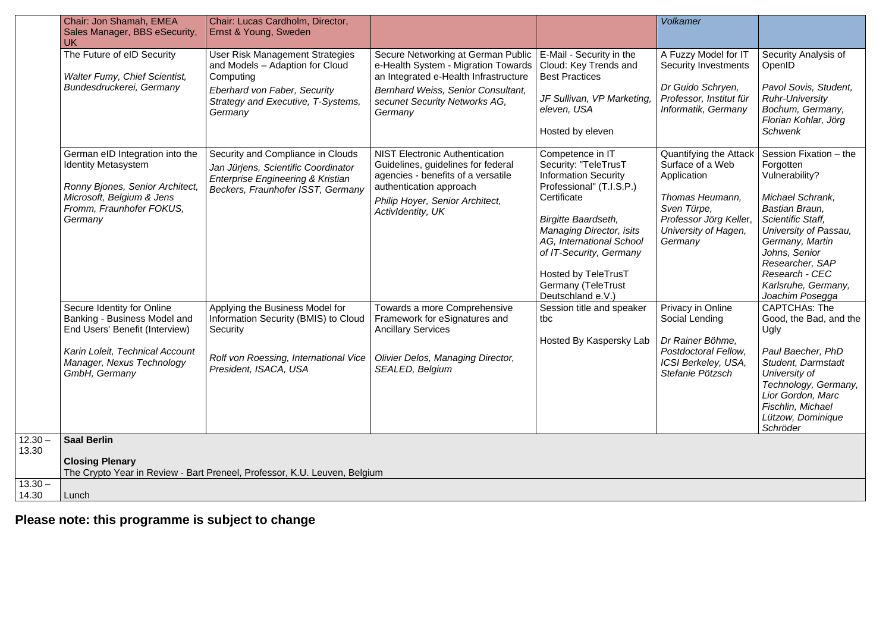| | | | | | | |
|---|---|---|---|---|---|---|
| | Chair: Jon Shamah, EMEA Sales Manager, BBS eSecurity, UK | Chair: Lucas Cardholm, Director, Ernst & Young, Sweden | | | *Volkamer* | |
| | The Future of eID Security<br><br>*Walter Fumy, Chief Scientist, Bundesdruckerei, Germany* | User Risk Management Strategies and Models – Adaption for Cloud Computing<br>*Eberhard von Faber, Security Strategy and Executive, T-Systems, Germany* | Secure Networking at German Public e-Health System - Migration Towards an Integrated e-Health Infrastructure<br>*Bernhard Weiss, Senior Consultant, secunet Security Networks AG, Germany* | E-Mail - Security in the Cloud: Key Trends and Best Practices<br><br>*JF Sullivan, VP Marketing, eleven, USA*<br><br>Hosted by eleven | A Fuzzy Model for IT Security Investments<br><br>*Dr Guido Schryen, Professor, Institut für Informatik, Germany* | Security Analysis of OpenID<br><br>*Pavol Sovis, Student, Ruhr-University Bochum, Germany, Florian Kohlar, Jörg Schwenk* |
| | German eID Integration into the Identity Metasystem<br><br>*Ronny Bjones, Senior Architect, Microsoft, Belgium & Jens Fromm, Fraunhofer FOKUS, Germany* | Security and Compliance in Clouds<br>*Jan Jürjens, Scientific Coordinator Enterprise Engineering & Kristian Beckers, Fraunhofer ISST, Germany* | NIST Electronic Authentication Guidelines, guidelines for federal agencies - benefits of a versatile authentication approach<br>*Philip Hoyer, Senior Architect, ActivIdentity, UK* | Competence in IT Security: "TeleTrusT Information Security Professional" (T.I.S.P.) Certificate<br><br>*Birgitte Baardseth, Managing Director, isits AG, International School of IT-Security, Germany*<br><br>Hosted by TeleTrusT Germany (TeleTrust Deutschland e.V.) | Quantifying the Attack Surface of a Web Application<br><br>*Thomas Heumann, Sven Türpe, Professor Jörg Keller, University of Hagen, Germany* | Session Fixation – the Forgotten Vulnerability?<br><br>*Michael Schrank, Bastian Braun, Scientific Staff, University of Passau, Germany, Martin Johns, Senior Researcher, SAP Research - CEC Karlsruhe, Germany, Joachim Posegga* |
| | Secure Identity for Online Banking - Business Model and End Users' Benefit (Interview)<br><br>*Karin Loleit, Technical Account Manager, Nexus Technology GmbH, Germany* | Applying the Business Model for Information Security (BMIS) to Cloud Security<br><br>*Rolf von Roessing, International Vice President, ISACA, USA* | Towards a more Comprehensive Framework for eSignatures and Ancillary Services<br><br>*Olivier Delos, Managing Director, SEALED, Belgium* | Session title and speaker tbc<br><br>Hosted By Kaspersky Lab | Privacy in Online Social Lending<br><br>*Dr Rainer Böhme, Postdoctoral Fellow, ICSI Berkeley, USA, Stefanie Pötzsch* | CAPTCHAs: The Good, the Bad, and the Ugly<br><br>*Paul Baecher, PhD Student, Darmstadt University of Technology, Germany, Lior Gordon, Marc Fischlin, Michael Lützow, Dominique Schröder* |
| 12.30 – 13.30 | **Saal Berlin**<br><br>**Closing Plenary**<br>The Crypto Year in Review - Bart Preneel, Professor, K.U. Leuven, Belgium | | | | | |
| 13.30 – 14.30 | Lunch | | | | | |

**Please note: this programme is subject to change**